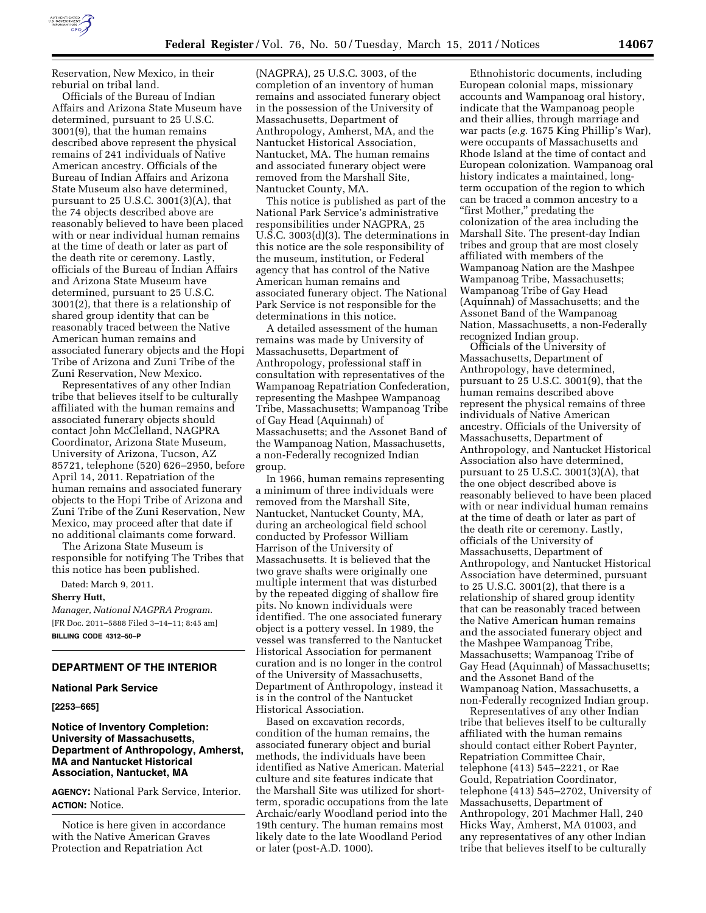Reservation, New Mexico, in their reburial on tribal land.

Officials of the Bureau of Indian Affairs and Arizona State Museum have determined, pursuant to 25 U.S.C. 3001(9), that the human remains described above represent the physical remains of 241 individuals of Native American ancestry. Officials of the Bureau of Indian Affairs and Arizona State Museum also have determined, pursuant to 25 U.S.C. 3001(3)(A), that the 74 objects described above are reasonably believed to have been placed with or near individual human remains at the time of death or later as part of the death rite or ceremony. Lastly, officials of the Bureau of Indian Affairs and Arizona State Museum have determined, pursuant to 25 U.S.C. 3001(2), that there is a relationship of shared group identity that can be reasonably traced between the Native American human remains and associated funerary objects and the Hopi Tribe of Arizona and Zuni Tribe of the Zuni Reservation, New Mexico.

Representatives of any other Indian tribe that believes itself to be culturally affiliated with the human remains and associated funerary objects should contact John McClelland, NAGPRA Coordinator, Arizona State Museum, University of Arizona, Tucson, AZ 85721, telephone (520) 626–2950, before April 14, 2011. Repatriation of the human remains and associated funerary objects to the Hopi Tribe of Arizona and Zuni Tribe of the Zuni Reservation, New Mexico, may proceed after that date if no additional claimants come forward.

The Arizona State Museum is responsible for notifying The Tribes that this notice has been published.

Dated: March 9, 2011.

**Sherry Hutt,**

*Manager, National NAGPRA Program.*

[FR Doc. 2011–5888 Filed 3–14–11; 8:45 am]

**BILLING CODE 4312–50–P**

## DEPARTMENT OF THE INTERIOR

### National Park Service

**[2253–665]**

### Notice of Inventory Completion: University of Massachusetts, Department of Anthropology, Amherst, MA and Nantucket Historical Association, Nantucket, MA

**AGENCY:** National Park Service, Interior.

**ACTION:** Notice.

Notice is here given in accordance with the Native American Graves Protection and Repatriation Act (NAGPRA), 25 U.S.C. 3003, of the completion of an inventory of human remains and associated funerary object in the possession of the University of Massachusetts, Department of Anthropology, Amherst, MA, and the Nantucket Historical Association, Nantucket, MA. The human remains and associated funerary object were removed from the Marshall Site, Nantucket County, MA.

This notice is published as part of the National Park Service's administrative responsibilities under NAGPRA, 25 U.S.C. 3003(d)(3). The determinations in this notice are the sole responsibility of the museum, institution, or Federal agency that has control of the Native American human remains and associated funerary object. The National Park Service is not responsible for the determinations in this notice.

A detailed assessment of the human remains was made by University of Massachusetts, Department of Anthropology, professional staff in consultation with representatives of the Wampanoag Repatriation Confederation, representing the Mashpee Wampanoag Tribe, Massachusetts; Wampanoag Tribe of Gay Head (Aquinnah) of Massachusetts; and the Assonet Band of the Wampanoag Nation, Massachusetts, a non-Federally recognized Indian group.

In 1966, human remains representing a minimum of three individuals were removed from the Marshall Site, Nantucket, Nantucket County, MA, during an archeological field school conducted by Professor William Harrison of the University of Massachusetts. It is believed that the two grave shafts were originally one multiple interment that was disturbed by the repeated digging of shallow fire pits. No known individuals were identified. The one associated funerary object is a pottery vessel. In 1989, the vessel was transferred to the Nantucket Historical Association for permanent curation and is no longer in the control of the University of Massachusetts, Department of Anthropology, instead it is in the control of the Nantucket Historical Association.

Based on excavation records, condition of the human remains, the associated funerary object and burial methods, the individuals have been identified as Native American. Material culture and site features indicate that the Marshall Site was utilized for short-term, sporadic occupations from the late Archaic/early Woodland period into the 19th century. The human remains most likely date to the late Woodland Period or later (post-A.D. 1000).

Ethnohistoric documents, including European colonial maps, missionary accounts and Wampanoag oral history, indicate that the Wampanoag people and their allies, through marriage and war pacts (*e.g.* 1675 King Phillip's War), were occupants of Massachusetts and Rhode Island at the time of contact and European colonization. Wampanoag oral history indicates a maintained, long-term occupation of the region to which can be traced a common ancestry to a "first Mother," predating the colonization of the area including the Marshall Site. The present-day Indian tribes and group that are most closely affiliated with members of the Wampanoag Nation are the Mashpee Wampanoag Tribe, Massachusetts; Wampanoag Tribe of Gay Head (Aquinnah) of Massachusetts; and the Assonet Band of the Wampanoag Nation, Massachusetts, a non-Federally recognized Indian group.

Officials of the University of Massachusetts, Department of Anthropology, have determined, pursuant to 25 U.S.C. 3001(9), that the human remains described above represent the physical remains of three individuals of Native American ancestry. Officials of the University of Massachusetts, Department of Anthropology, and Nantucket Historical Association also have determined, pursuant to 25 U.S.C. 3001(3)(A), that the one object described above is reasonably believed to have been placed with or near individual human remains at the time of death or later as part of the death rite or ceremony. Lastly, officials of the University of Massachusetts, Department of Anthropology, and Nantucket Historical Association have determined, pursuant to 25 U.S.C. 3001(2), that there is a relationship of shared group identity that can be reasonably traced between the Native American human remains and the associated funerary object and the Mashpee Wampanoag Tribe, Massachusetts; Wampanoag Tribe of Gay Head (Aquinnah) of Massachusetts; and the Assonet Band of the Wampanoag Nation, Massachusetts, a non-Federally recognized Indian group.

Representatives of any other Indian tribe that believes itself to be culturally affiliated with the human remains should contact either Robert Paynter, Repatriation Committee Chair, telephone (413) 545–2221, or Rae Gould, Repatriation Coordinator, telephone (413) 545–2702, University of Massachusetts, Department of Anthropology, 201 Machmer Hall, 240 Hicks Way, Amherst, MA 01003, and any representatives of any other Indian tribe that believes itself to be culturally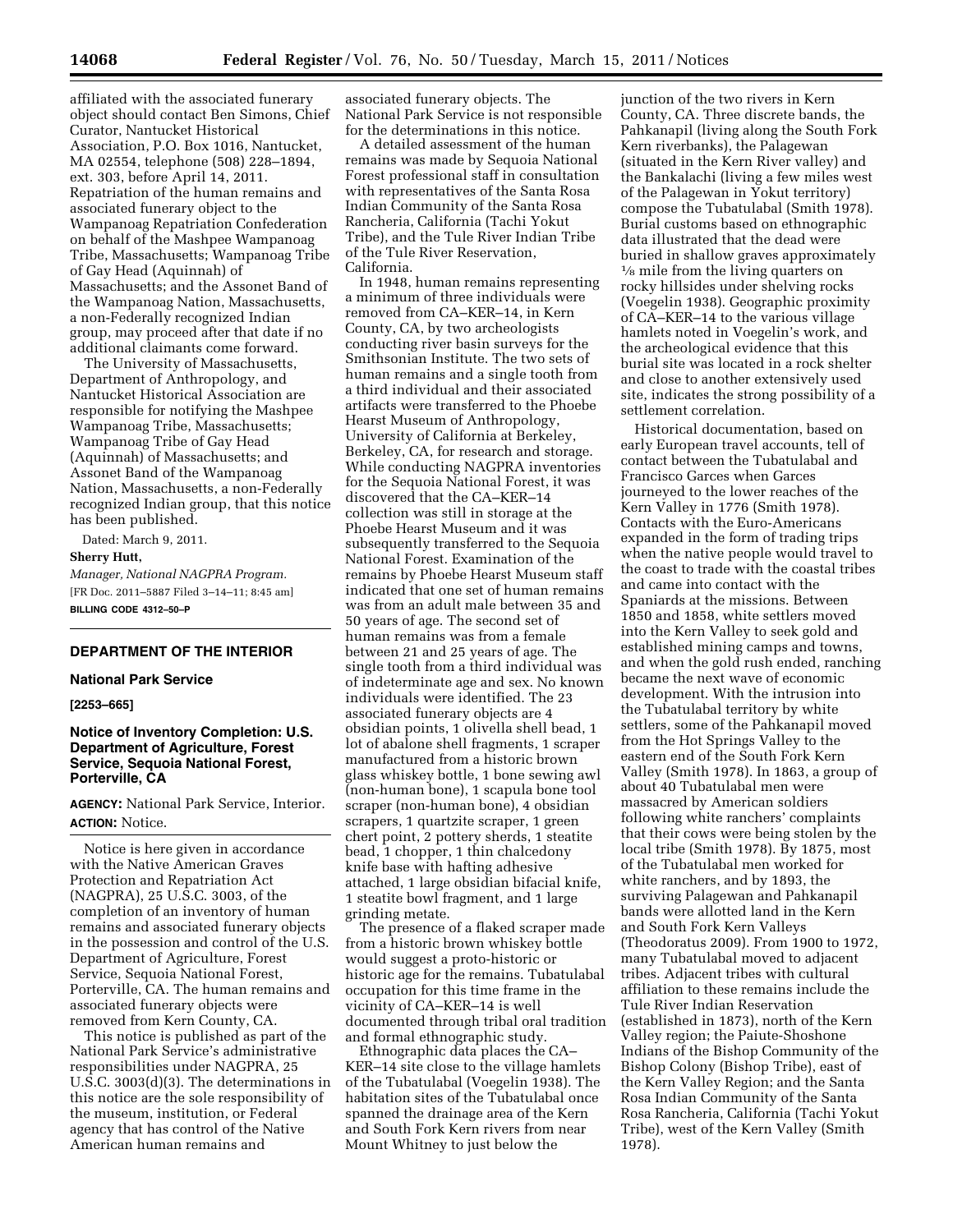affiliated with the associated funerary object should contact Ben Simons, Chief Curator, Nantucket Historical Association, P.O. Box 1016, Nantucket, MA 02554, telephone (508) 228–1894, ext. 303, before April 14, 2011. Repatriation of the human remains and associated funerary object to the Wampanoag Repatriation Confederation on behalf of the Mashpee Wampanoag Tribe, Massachusetts; Wampanoag Tribe of Gay Head (Aquinnah) of Massachusetts; and the Assonet Band of the Wampanoag Nation, Massachusetts, a non-Federally recognized Indian group, may proceed after that date if no additional claimants come forward.

The University of Massachusetts, Department of Anthropology, and Nantucket Historical Association are responsible for notifying the Mashpee Wampanoag Tribe, Massachusetts; Wampanoag Tribe of Gay Head (Aquinnah) of Massachusetts; and Assonet Band of the Wampanoag Nation, Massachusetts, a non-Federally recognized Indian group, that this notice has been published.

Dated: March 9, 2011.

**Sherry Hutt,**

*Manager, National NAGPRA Program.*

[FR Doc. 2011–5887 Filed 3–14–11; 8:45 am]

**BILLING CODE 4312–50–P**

---

## DEPARTMENT OF THE INTERIOR

### National Park Service

**[2253–665]**

### Notice of Inventory Completion: U.S. Department of Agriculture, Forest Service, Sequoia National Forest, Porterville, CA

**AGENCY:** National Park Service, Interior.

**ACTION:** Notice.

Notice is here given in accordance with the Native American Graves Protection and Repatriation Act (NAGPRA), 25 U.S.C. 3003, of the completion of an inventory of human remains and associated funerary objects in the possession and control of the U.S. Department of Agriculture, Forest Service, Sequoia National Forest, Porterville, CA. The human remains and associated funerary objects were removed from Kern County, CA.

This notice is published as part of the National Park Service's administrative responsibilities under NAGPRA, 25 U.S.C. 3003(d)(3). The determinations in this notice are the sole responsibility of the museum, institution, or Federal agency that has control of the Native American human remains and associated funerary objects. The National Park Service is not responsible for the determinations in this notice.

A detailed assessment of the human remains was made by Sequoia National Forest professional staff in consultation with representatives of the Santa Rosa Indian Community of the Santa Rosa Rancheria, California (Tachi Yokut Tribe), and the Tule River Indian Tribe of the Tule River Reservation, California.

In 1948, human remains representing a minimum of three individuals were removed from CA–KER–14, in Kern County, CA, by two archeologists conducting river basin surveys for the Smithsonian Institute. The two sets of human remains and a single tooth from a third individual and their associated artifacts were transferred to the Phoebe Hearst Museum of Anthropology, University of California at Berkeley, Berkeley, CA, for research and storage. While conducting NAGPRA inventories for the Sequoia National Forest, it was discovered that the CA–KER–14 collection was still in storage at the Phoebe Hearst Museum and it was subsequently transferred to the Sequoia National Forest. Examination of the remains by Phoebe Hearst Museum staff indicated that one set of human remains was from an adult male between 35 and 50 years of age. The second set of human remains was from a female between 21 and 25 years of age. The single tooth from a third individual was of indeterminate age and sex. No known individuals were identified. The 23 associated funerary objects are 4 obsidian points, 1 olivella shell bead, 1 lot of abalone shell fragments, 1 scraper manufactured from a historic brown glass whiskey bottle, 1 bone sewing awl (non-human bone), 1 scapula bone tool scraper (non-human bone), 4 obsidian scrapers, 1 quartzite scraper, 1 green chert point, 2 pottery sherds, 1 steatite bead, 1 chopper, 1 thin chalcedony knife base with hafting adhesive attached, 1 large obsidian bifacial knife, 1 steatite bowl fragment, and 1 large grinding metate.

The presence of a flaked scraper made from a historic brown whiskey bottle would suggest a proto-historic or historic age for the remains. Tubatulabal occupation for this time frame in the vicinity of CA–KER–14 is well documented through tribal oral tradition and formal ethnographic study.

Ethnographic data places the CA–KER–14 site close to the village hamlets of the Tubatulabal (Voegelin 1938). The habitation sites of the Tubatulabal once spanned the drainage area of the Kern and South Fork Kern rivers from near Mount Whitney to just below the junction of the two rivers in Kern County, CA. Three discrete bands, the Pahkanapil (living along the South Fork Kern riverbanks), the Palagewan (situated in the Kern River valley) and the Bankalachi (living a few miles west of the Palagewan in Yokut territory) compose the Tubatulabal (Smith 1978). Burial customs based on ethnographic data illustrated that the dead were buried in shallow graves approximately ⅛ mile from the living quarters on rocky hillsides under shelving rocks (Voegelin 1938). Geographic proximity of CA–KER–14 to the various village hamlets noted in Voegelin's work, and the archeological evidence that this burial site was located in a rock shelter and close to another extensively used site, indicates the strong possibility of a settlement correlation.

Historical documentation, based on early European travel accounts, tell of contact between the Tubatulabal and Francisco Garces when Garces journeyed to the lower reaches of the Kern Valley in 1776 (Smith 1978). Contacts with the Euro-Americans expanded in the form of trading trips when the native people would travel to the coast to trade with the coastal tribes and came into contact with the Spaniards at the missions. Between 1850 and 1858, white settlers moved into the Kern Valley to seek gold and established mining camps and towns, and when the gold rush ended, ranching became the next wave of economic development. With the intrusion into the Tubatulabal territory by white settlers, some of the Pahkanapil moved from the Hot Springs Valley to the eastern end of the South Fork Kern Valley (Smith 1978). In 1863, a group of about 40 Tubatulabal men were massacred by American soldiers following white ranchers' complaints that their cows were being stolen by the local tribe (Smith 1978). By 1875, most of the Tubatulabal men worked for white ranchers, and by 1893, the surviving Palagewan and Pahkanapil bands were allotted land in the Kern and South Fork Kern Valleys (Theodoratus 2009). From 1900 to 1972, many Tubatulabal moved to adjacent tribes. Adjacent tribes with cultural affiliation to these remains include the Tule River Indian Reservation (established in 1873), north of the Kern Valley region; the Paiute-Shoshone Indians of the Bishop Community of the Bishop Colony (Bishop Tribe), east of the Kern Valley Region; and the Santa Rosa Indian Community of the Santa Rosa Rancheria, California (Tachi Yokut Tribe), west of the Kern Valley (Smith 1978).